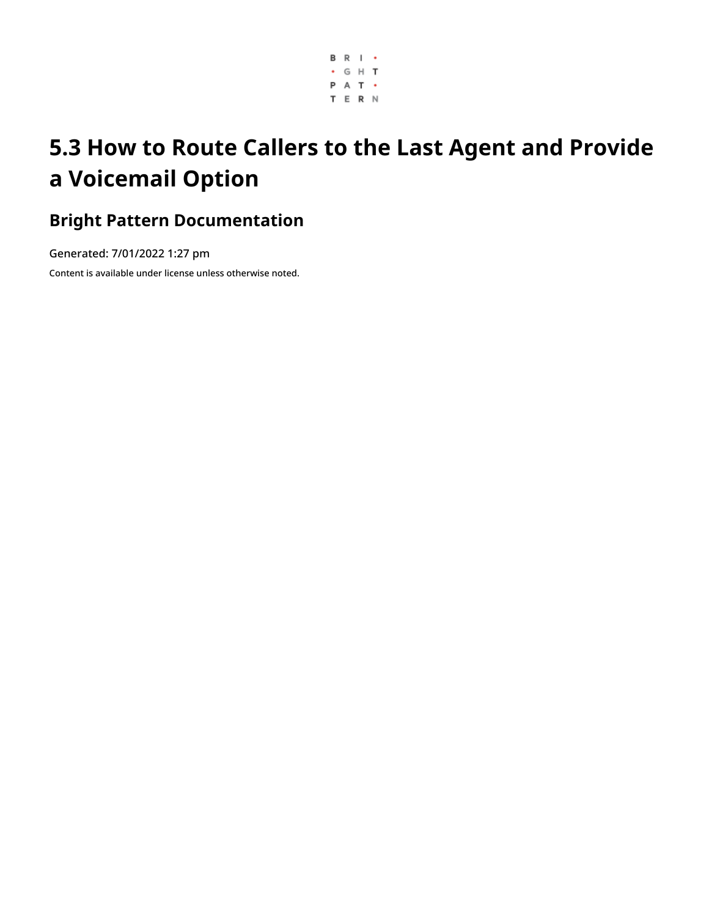# 5.3 How to Route Callers to the Last Agent and Provide a Voicemail Option

## Bright Pattern Documentation

Generated: 7/01/2022 1:27 pm

Content is available under license unless otherwise noted.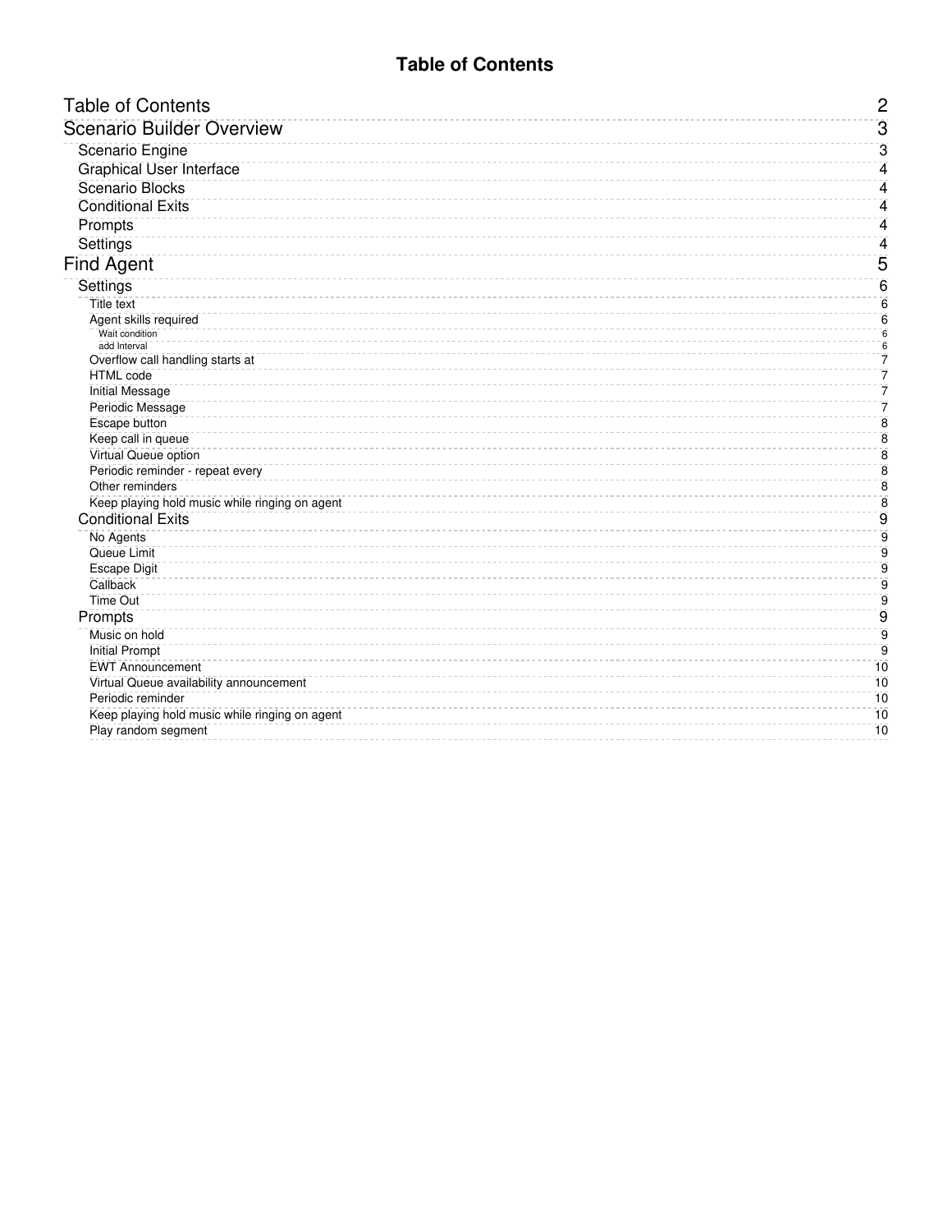# Table of Contents

- Table of Contents — 2
- Scenario Builder Overview — 3
  - Scenario Engine — 3
  - Graphical User Interface — 4
  - Scenario Blocks — 4
  - Conditional Exits — 4
  - Prompts — 4
  - Settings — 4
- Find Agent — 5
  - Settings — 6
    - Title text — 6
    - Agent skills required — 6
      - Wait condition — 6
      - add Interval — 6
    - Overflow call handling starts at — 7
    - HTML code — 7
    - Initial Message — 7
    - Periodic Message — 7
    - Escape button — 8
    - Keep call in queue — 8
    - Virtual Queue option — 8
    - Periodic reminder - repeat every — 8
    - Other reminders — 8
    - Keep playing hold music while ringing on agent — 8
  - Conditional Exits — 9
    - No Agents — 9
    - Queue Limit — 9
    - Escape Digit — 9
    - Callback — 9
    - Time Out — 9
  - Prompts — 9
    - Music on hold — 9
    - Initial Prompt — 9
    - EWT Announcement — 10
    - Virtual Queue availability announcement — 10
    - Periodic reminder — 10
    - Keep playing hold music while ringing on agent — 10
    - Play random segment — 10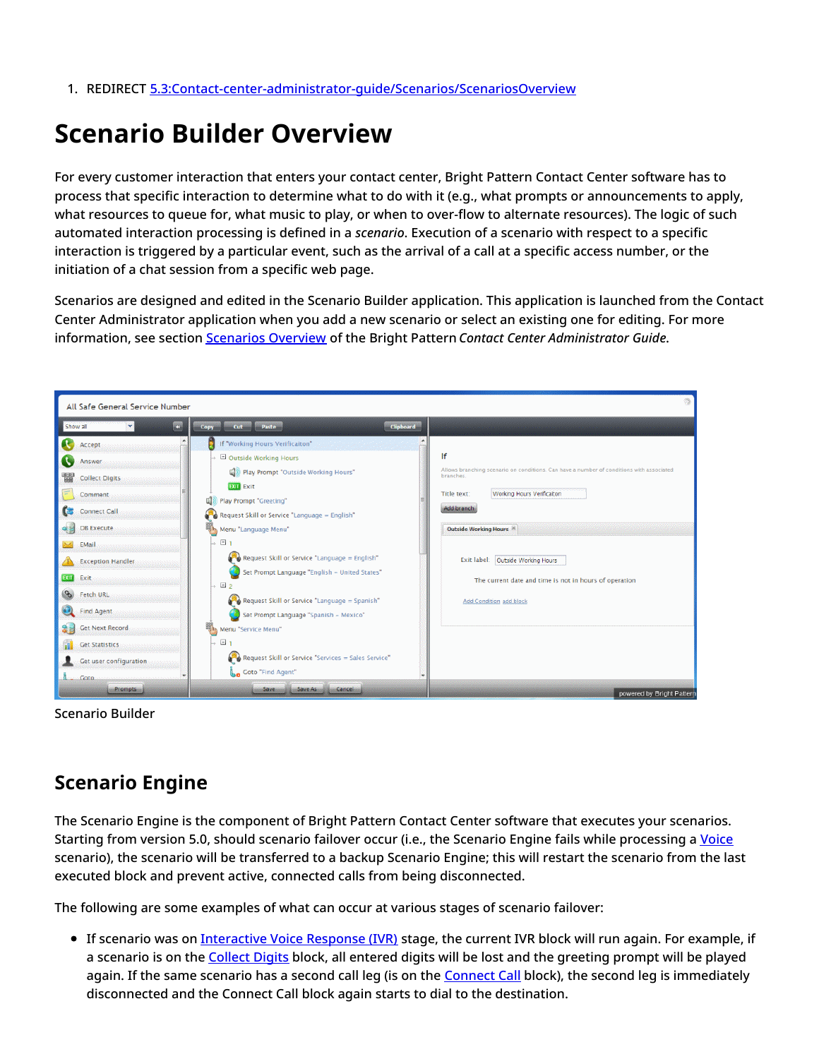1. REDIRECT [5.3:Contact-center-administrator-guide/Scenarios/ScenariosOverview](5.3:Contact-center-administrator-guide/Scenarios/ScenariosOverview)

# Scenario Builder Overview

For every customer interaction that enters your contact center, Bright Pattern Contact Center software has to process that specific interaction to determine what to do with it (e.g., what prompts or announcements to apply, what resources to queue for, what music to play, or when to over-flow to alternate resources). The logic of such automated interaction processing is defined in a *scenario*. Execution of a scenario with respect to a specific interaction is triggered by a particular event, such as the arrival of a call at a specific access number, or the initiation of a chat session from a specific web page.

Scenarios are designed and edited in the Scenario Builder application. This application is launched from the Contact Center Administrator application when you add a new scenario or select an existing one for editing. For more information, see section Scenarios Overview of the Bright Pattern *Contact Center Administrator Guide*.

Scenario Builder

## Scenario Engine

The Scenario Engine is the component of Bright Pattern Contact Center software that executes your scenarios. Starting from version 5.0, should scenario failover occur (i.e., the Scenario Engine fails while processing a Voice scenario), the scenario will be transferred to a backup Scenario Engine; this will restart the scenario from the last executed block and prevent active, connected calls from being disconnected.

The following are some examples of what can occur at various stages of scenario failover:

- If scenario was on Interactive Voice Response (IVR) stage, the current IVR block will run again. For example, if a scenario is on the Collect Digits block, all entered digits will be lost and the greeting prompt will be played again. If the same scenario has a second call leg (is on the Connect Call block), the second leg is immediately disconnected and the Connect Call block again starts to dial to the destination.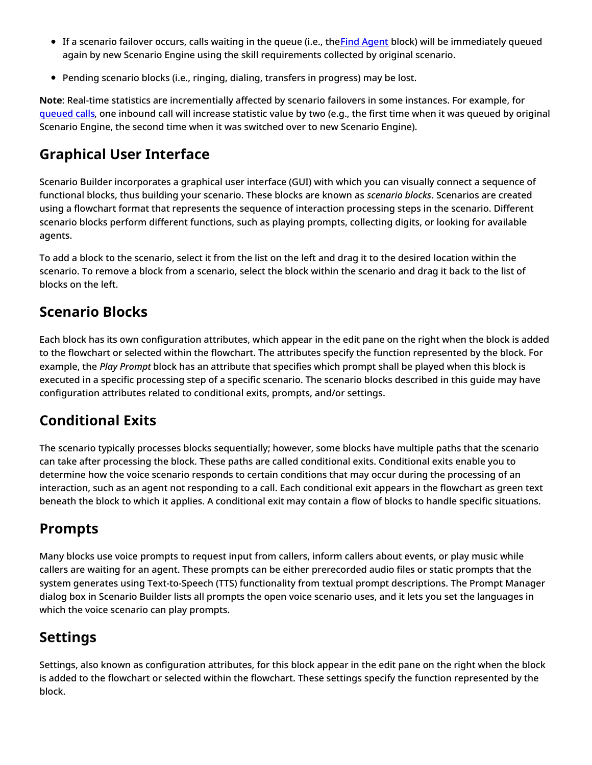- If a scenario failover occurs, calls waiting in the queue (i.e., the Find Agent block) will be immediately queued again by new Scenario Engine using the skill requirements collected by original scenario.
- Pending scenario blocks (i.e., ringing, dialing, transfers in progress) may be lost.

**Note**: Real-time statistics are incrementially affected by scenario failovers in some instances. For example, for queued calls, one inbound call will increase statistic value by two (e.g., the first time when it was queued by original Scenario Engine, the second time when it was switched over to new Scenario Engine).

## Graphical User Interface

Scenario Builder incorporates a graphical user interface (GUI) with which you can visually connect a sequence of functional blocks, thus building your scenario. These blocks are known as *scenario blocks*. Scenarios are created using a flowchart format that represents the sequence of interaction processing steps in the scenario. Different scenario blocks perform different functions, such as playing prompts, collecting digits, or looking for available agents.

To add a block to the scenario, select it from the list on the left and drag it to the desired location within the scenario. To remove a block from a scenario, select the block within the scenario and drag it back to the list of blocks on the left.

## Scenario Blocks

Each block has its own configuration attributes, which appear in the edit pane on the right when the block is added to the flowchart or selected within the flowchart. The attributes specify the function represented by the block. For example, the *Play Prompt* block has an attribute that specifies which prompt shall be played when this block is executed in a specific processing step of a specific scenario. The scenario blocks described in this guide may have configuration attributes related to conditional exits, prompts, and/or settings.

## Conditional Exits

The scenario typically processes blocks sequentially; however, some blocks have multiple paths that the scenario can take after processing the block. These paths are called conditional exits. Conditional exits enable you to determine how the voice scenario responds to certain conditions that may occur during the processing of an interaction, such as an agent not responding to a call. Each conditional exit appears in the flowchart as green text beneath the block to which it applies. A conditional exit may contain a flow of blocks to handle specific situations.

## Prompts

Many blocks use voice prompts to request input from callers, inform callers about events, or play music while callers are waiting for an agent. These prompts can be either prerecorded audio files or static prompts that the system generates using Text-to-Speech (TTS) functionality from textual prompt descriptions. The Prompt Manager dialog box in Scenario Builder lists all prompts the open voice scenario uses, and it lets you set the languages in which the voice scenario can play prompts.

## Settings

Settings, also known as configuration attributes, for this block appear in the edit pane on the right when the block is added to the flowchart or selected within the flowchart. These settings specify the function represented by the block.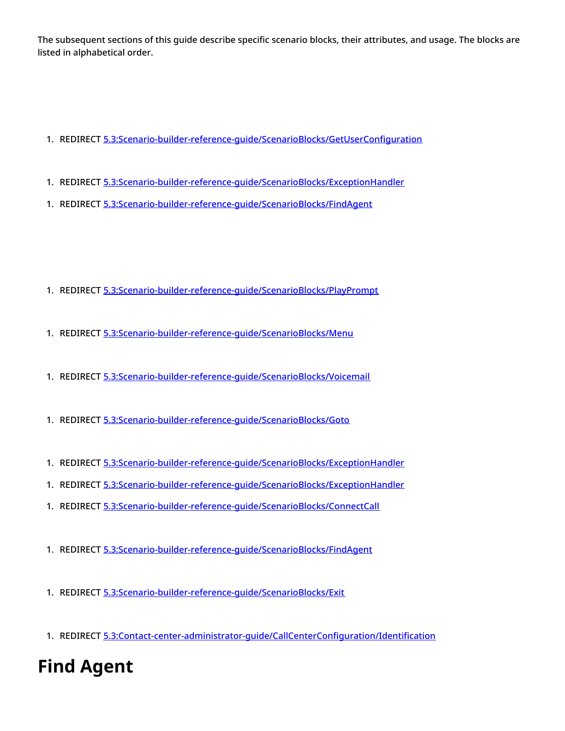The subsequent sections of this guide describe specific scenario blocks, their attributes, and usage. The blocks are listed in alphabetical order.

1. REDIRECT 5.3:Scenario-builder-reference-guide/ScenarioBlocks/GetUserConfiguration

1. REDIRECT 5.3:Scenario-builder-reference-guide/ScenarioBlocks/ExceptionHandler

1. REDIRECT 5.3:Scenario-builder-reference-guide/ScenarioBlocks/FindAgent

1. REDIRECT 5.3:Scenario-builder-reference-guide/ScenarioBlocks/PlayPrompt

1. REDIRECT 5.3:Scenario-builder-reference-guide/ScenarioBlocks/Menu

1. REDIRECT 5.3:Scenario-builder-reference-guide/ScenarioBlocks/Voicemail

1. REDIRECT 5.3:Scenario-builder-reference-guide/ScenarioBlocks/Goto

1. REDIRECT 5.3:Scenario-builder-reference-guide/ScenarioBlocks/ExceptionHandler

1. REDIRECT 5.3:Scenario-builder-reference-guide/ScenarioBlocks/ExceptionHandler

1. REDIRECT 5.3:Scenario-builder-reference-guide/ScenarioBlocks/ConnectCall

1. REDIRECT 5.3:Scenario-builder-reference-guide/ScenarioBlocks/FindAgent

1. REDIRECT 5.3:Scenario-builder-reference-guide/ScenarioBlocks/Exit

1. REDIRECT 5.3:Contact-center-administrator-guide/CallCenterConfiguration/Identification

# Find Agent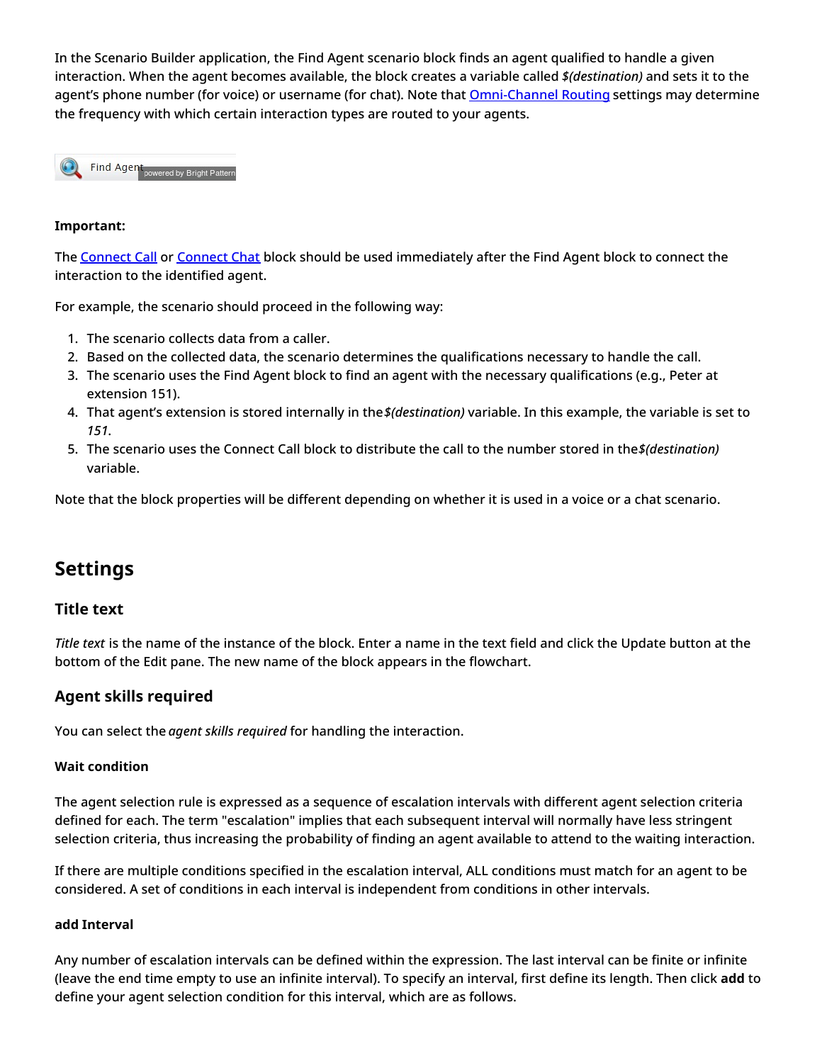In the Scenario Builder application, the Find Agent scenario block finds an agent qualified to handle a given interaction. When the agent becomes available, the block creates a variable called *$(destination)* and sets it to the agent's phone number (for voice) or username (for chat). Note that Omni-Channel Routing settings may determine the frequency with which certain interaction types are routed to your agents.

Find Agent powered by Bright Pattern

**Important:**

The Connect Call or Connect Chat block should be used immediately after the Find Agent block to connect the interaction to the identified agent.

For example, the scenario should proceed in the following way:

1. The scenario collects data from a caller.
2. Based on the collected data, the scenario determines the qualifications necessary to handle the call.
3. The scenario uses the Find Agent block to find an agent with the necessary qualifications (e.g., Peter at extension 151).
4. That agent's extension is stored internally in the *$(destination)* variable. In this example, the variable is set to *151*.
5. The scenario uses the Connect Call block to distribute the call to the number stored in the *$(destination)* variable.

Note that the block properties will be different depending on whether it is used in a voice or a chat scenario.

## Settings

### Title text

*Title text* is the name of the instance of the block. Enter a name in the text field and click the Update button at the bottom of the Edit pane. The new name of the block appears in the flowchart.

### Agent skills required

You can select the *agent skills required* for handling the interaction.

#### Wait condition

The agent selection rule is expressed as a sequence of escalation intervals with different agent selection criteria defined for each. The term "escalation" implies that each subsequent interval will normally have less stringent selection criteria, thus increasing the probability of finding an agent available to attend to the waiting interaction.

If there are multiple conditions specified in the escalation interval, ALL conditions must match for an agent to be considered. A set of conditions in each interval is independent from conditions in other intervals.

#### add Interval

Any number of escalation intervals can be defined within the expression. The last interval can be finite or infinite (leave the end time empty to use an infinite interval). To specify an interval, first define its length. Then click **add** to define your agent selection condition for this interval, which are as follows.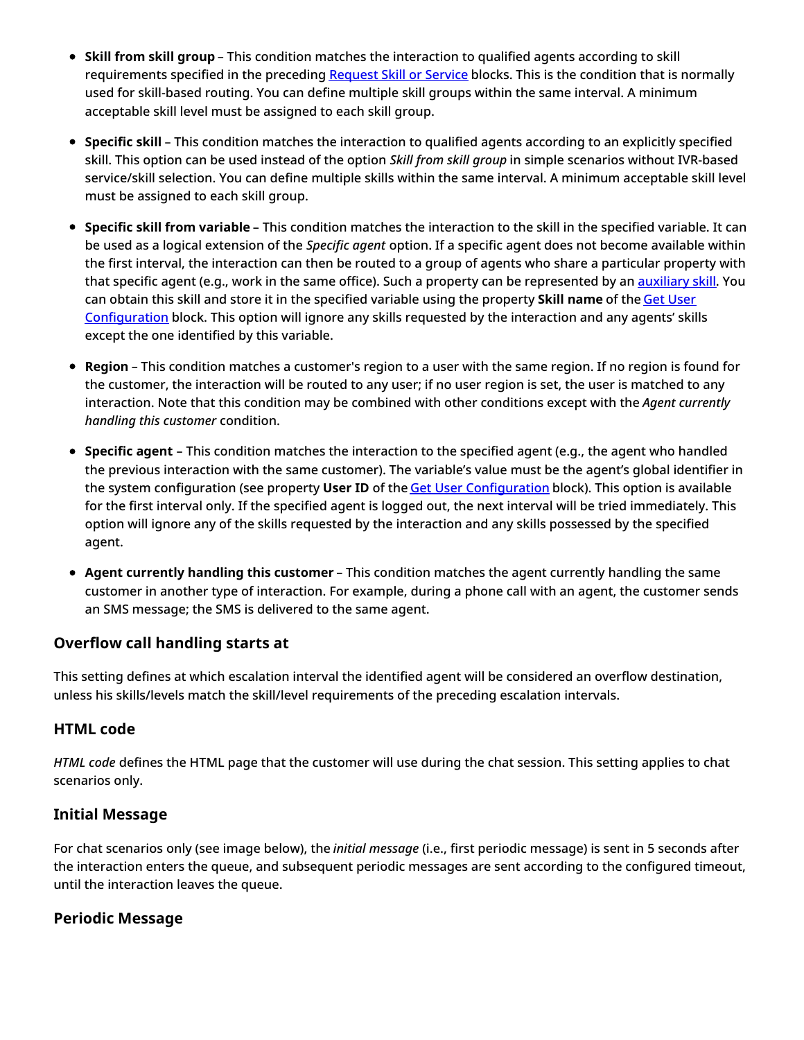- **Skill from skill group** – This condition matches the interaction to qualified agents according to skill requirements specified in the preceding [Request Skill or Service]() blocks. This is the condition that is normally used for skill-based routing. You can define multiple skill groups within the same interval. A minimum acceptable skill level must be assigned to each skill group.

- **Specific skill** – This condition matches the interaction to qualified agents according to an explicitly specified skill. This option can be used instead of the option *Skill from skill group* in simple scenarios without IVR-based service/skill selection. You can define multiple skills within the same interval. A minimum acceptable skill level must be assigned to each skill group.

- **Specific skill from variable** – This condition matches the interaction to the skill in the specified variable. It can be used as a logical extension of the *Specific agent* option. If a specific agent does not become available within the first interval, the interaction can then be routed to a group of agents who share a particular property with that specific agent (e.g., work in the same office). Such a property can be represented by an [auxiliary skill](). You can obtain this skill and store it in the specified variable using the property **Skill name** of the [Get User Configuration]() block. This option will ignore any skills requested by the interaction and any agents' skills except the one identified by this variable.

- **Region** – This condition matches a customer's region to a user with the same region. If no region is found for the customer, the interaction will be routed to any user; if no user region is set, the user is matched to any interaction. Note that this condition may be combined with other conditions except with the *Agent currently handling this customer* condition.

- **Specific agent** – This condition matches the interaction to the specified agent (e.g., the agent who handled the previous interaction with the same customer). The variable's value must be the agent's global identifier in the system configuration (see property **User ID** of the [Get User Configuration]() block). This option is available for the first interval only. If the specified agent is logged out, the next interval will be tried immediately. This option will ignore any of the skills requested by the interaction and any skills possessed by the specified agent.

- **Agent currently handling this customer** – This condition matches the agent currently handling the same customer in another type of interaction. For example, during a phone call with an agent, the customer sends an SMS message; the SMS is delivered to the same agent.

### Overflow call handling starts at

This setting defines at which escalation interval the identified agent will be considered an overflow destination, unless his skills/levels match the skill/level requirements of the preceding escalation intervals.

### HTML code

*HTML code* defines the HTML page that the customer will use during the chat session. This setting applies to chat scenarios only.

### Initial Message

For chat scenarios only (see image below), the *initial message* (i.e., first periodic message) is sent in 5 seconds after the interaction enters the queue, and subsequent periodic messages are sent according to the configured timeout, until the interaction leaves the queue.

### Periodic Message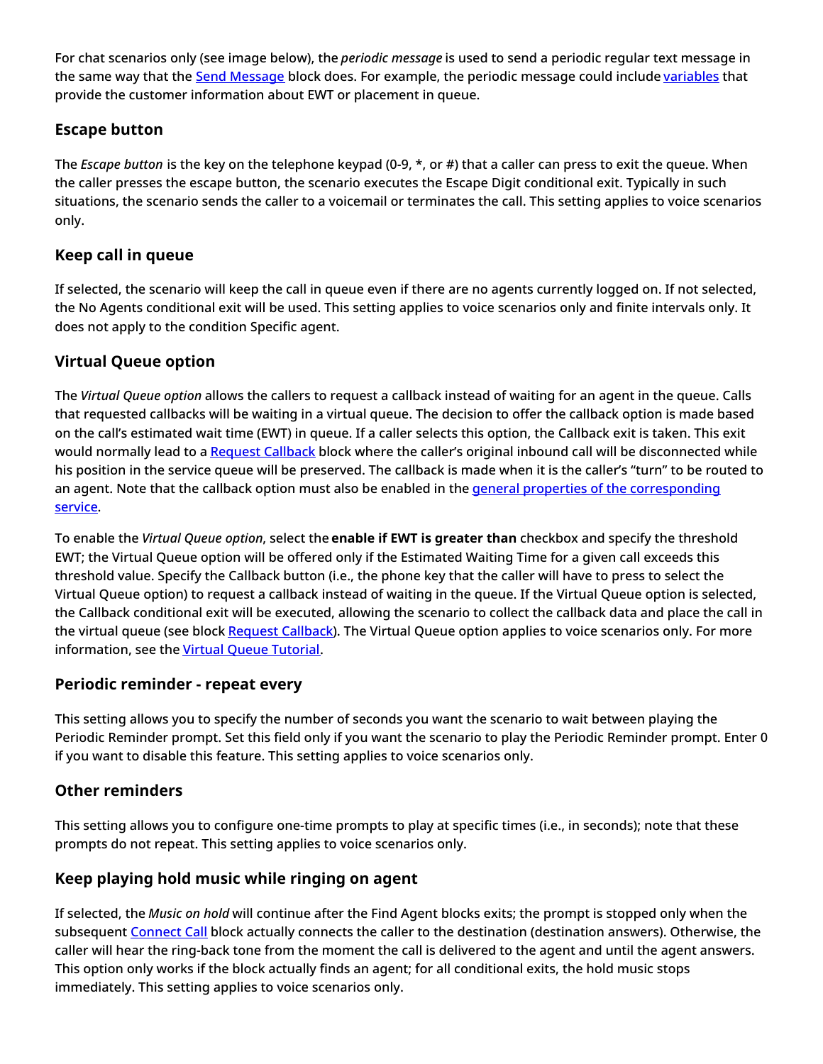For chat scenarios only (see image below), the *periodic message* is used to send a periodic regular text message in the same way that the Send Message block does. For example, the periodic message could include variables that provide the customer information about EWT or placement in queue.

### Escape button

The *Escape button* is the key on the telephone keypad (0-9, *, or #) that a caller can press to exit the queue. When the caller presses the escape button, the scenario executes the Escape Digit conditional exit. Typically in such situations, the scenario sends the caller to a voicemail or terminates the call. This setting applies to voice scenarios only.

### Keep call in queue

If selected, the scenario will keep the call in queue even if there are no agents currently logged on. If not selected, the No Agents conditional exit will be used. This setting applies to voice scenarios only and finite intervals only. It does not apply to the condition Specific agent.

### Virtual Queue option

The *Virtual Queue option* allows the callers to request a callback instead of waiting for an agent in the queue. Calls that requested callbacks will be waiting in a virtual queue. The decision to offer the callback option is made based on the call's estimated wait time (EWT) in queue. If a caller selects this option, the Callback exit is taken. This exit would normally lead to a Request Callback block where the caller's original inbound call will be disconnected while his position in the service queue will be preserved. The callback is made when it is the caller's "turn" to be routed to an agent. Note that the callback option must also be enabled in the general properties of the corresponding service.

To enable the *Virtual Queue option*, select the **enable if EWT is greater than** checkbox and specify the threshold EWT; the Virtual Queue option will be offered only if the Estimated Waiting Time for a given call exceeds this threshold value. Specify the Callback button (i.e., the phone key that the caller will have to press to select the Virtual Queue option) to request a callback instead of waiting in the queue. If the Virtual Queue option is selected, the Callback conditional exit will be executed, allowing the scenario to collect the callback data and place the call in the virtual queue (see block Request Callback). The Virtual Queue option applies to voice scenarios only. For more information, see the Virtual Queue Tutorial.

### Periodic reminder - repeat every

This setting allows you to specify the number of seconds you want the scenario to wait between playing the Periodic Reminder prompt. Set this field only if you want the scenario to play the Periodic Reminder prompt. Enter 0 if you want to disable this feature. This setting applies to voice scenarios only.

### Other reminders

This setting allows you to configure one-time prompts to play at specific times (i.e., in seconds); note that these prompts do not repeat. This setting applies to voice scenarios only.

### Keep playing hold music while ringing on agent

If selected, the *Music on hold* will continue after the Find Agent blocks exits; the prompt is stopped only when the subsequent Connect Call block actually connects the caller to the destination (destination answers). Otherwise, the caller will hear the ring-back tone from the moment the call is delivered to the agent and until the agent answers. This option only works if the block actually finds an agent; for all conditional exits, the hold music stops immediately. This setting applies to voice scenarios only.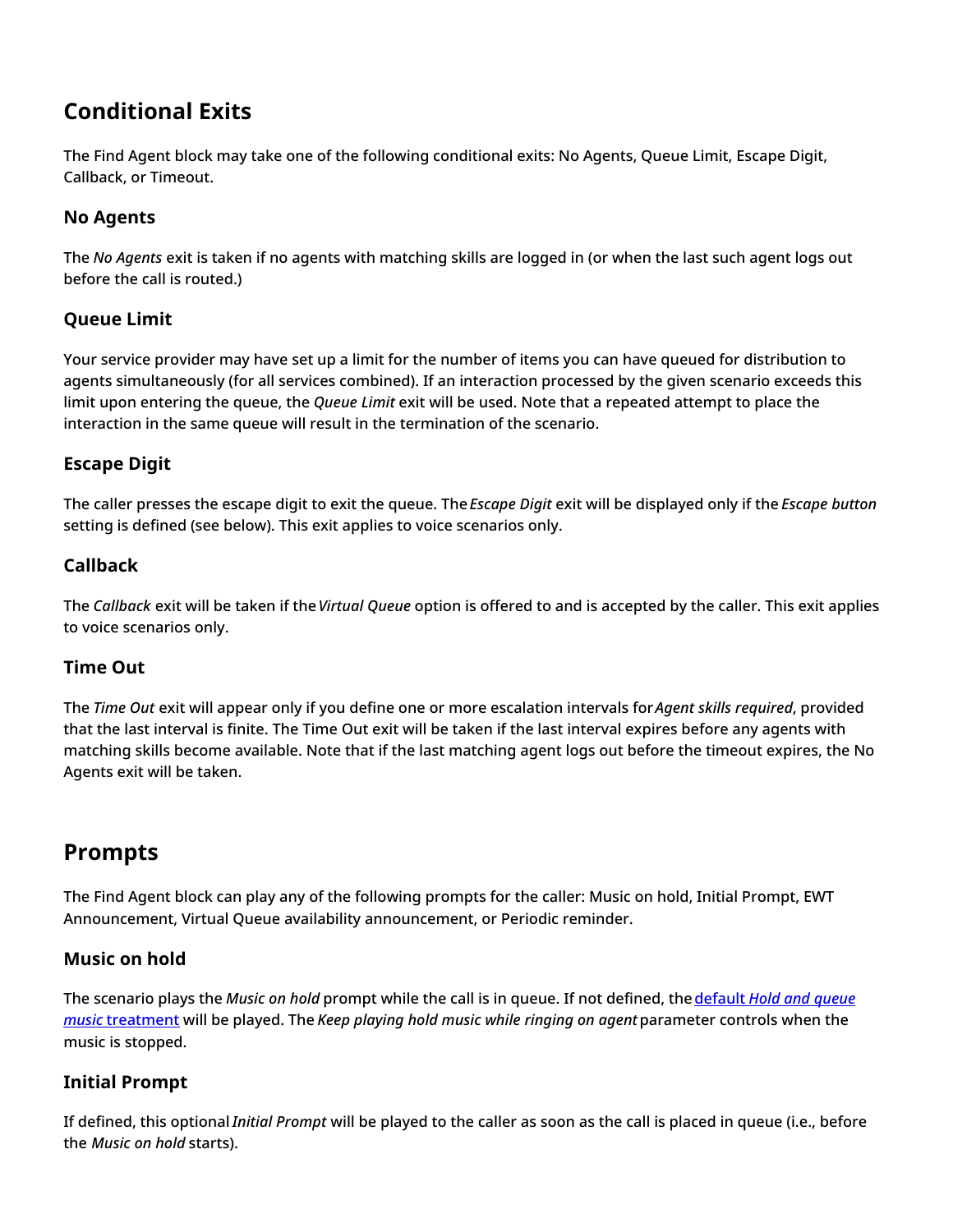# Conditional Exits

The Find Agent block may take one of the following conditional exits: No Agents, Queue Limit, Escape Digit, Callback, or Timeout.

## No Agents

The *No Agents* exit is taken if no agents with matching skills are logged in (or when the last such agent logs out before the call is routed.)

## Queue Limit

Your service provider may have set up a limit for the number of items you can have queued for distribution to agents simultaneously (for all services combined). If an interaction processed by the given scenario exceeds this limit upon entering the queue, the *Queue Limit* exit will be used. Note that a repeated attempt to place the interaction in the same queue will result in the termination of the scenario.

## Escape Digit

The caller presses the escape digit to exit the queue. The *Escape Digit* exit will be displayed only if the *Escape button* setting is defined (see below). This exit applies to voice scenarios only.

## Callback

The *Callback* exit will be taken if the *Virtual Queue* option is offered to and is accepted by the caller. This exit applies to voice scenarios only.

## Time Out

The *Time Out* exit will appear only if you define one or more escalation intervals for *Agent skills required*, provided that the last interval is finite. The Time Out exit will be taken if the last interval expires before any agents with matching skills become available. Note that if the last matching agent logs out before the timeout expires, the No Agents exit will be taken.

# Prompts

The Find Agent block can play any of the following prompts for the caller: Music on hold, Initial Prompt, EWT Announcement, Virtual Queue availability announcement, or Periodic reminder.

## Music on hold

The scenario plays the *Music on hold* prompt while the call is in queue. If not defined, the [default *Hold and queue music* treatment] will be played. The *Keep playing hold music while ringing on agent* parameter controls when the music is stopped.

## Initial Prompt

If defined, this optional *Initial Prompt* will be played to the caller as soon as the call is placed in queue (i.e., before the *Music on hold* starts).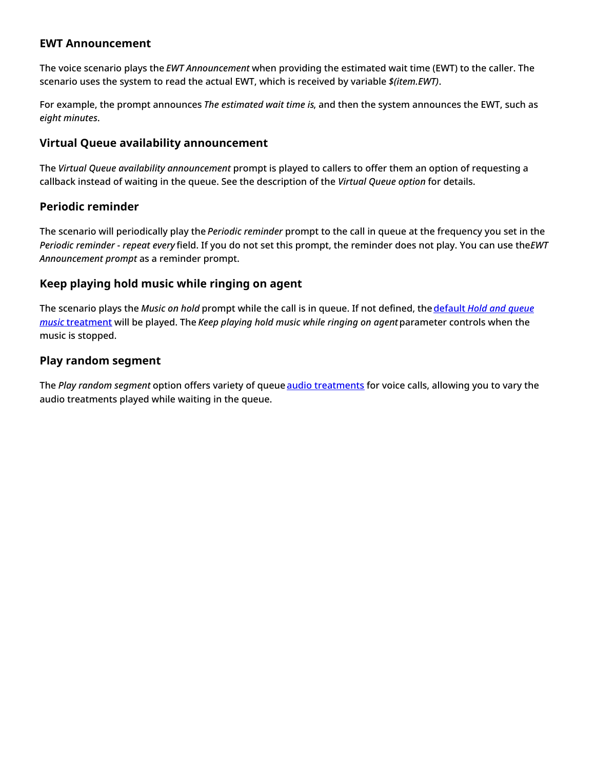### EWT Announcement

The voice scenario plays the *EWT Announcement* when providing the estimated wait time (EWT) to the caller. The scenario uses the system to read the actual EWT, which is received by variable *$(item.EWT)*.

For example, the prompt announces *The estimated wait time is*, and then the system announces the EWT, such as *eight minutes*.

### Virtual Queue availability announcement

The *Virtual Queue availability announcement* prompt is played to callers to offer them an option of requesting a callback instead of waiting in the queue. See the description of the *Virtual Queue option* for details.

### Periodic reminder

The scenario will periodically play the *Periodic reminder* prompt to the call in queue at the frequency you set in the *Periodic reminder - repeat every* field. If you do not set this prompt, the reminder does not play. You can use the*EWT Announcement prompt* as a reminder prompt.

### Keep playing hold music while ringing on agent

The scenario plays the *Music on hold* prompt while the call is in queue. If not defined, the default *Hold and queue music* treatment will be played. The *Keep playing hold music while ringing on agent* parameter controls when the music is stopped.

### Play random segment

The *Play random segment* option offers variety of queue audio treatments for voice calls, allowing you to vary the audio treatments played while waiting in the queue.